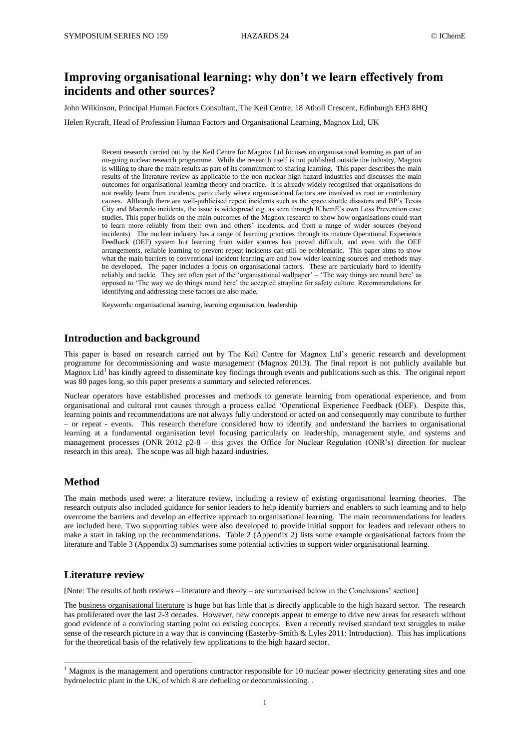# Improving organisational learning: why don't we learn effectively from incidents and other sources?

John Wilkinson, Principal Human Factors Consultant, The Keil Centre, 18 Atholl Crescent, Edinburgh EH3 8HQ

Helen Rycraft, Head of Profession Human Factors and Organisational Learning, Magnox Ltd, UK

Recent research carried out by the Keil Centre for Magnox Ltd focuses on organisational learning as part of an on-going nuclear research programme. While the research itself is not published outside the industry, Magnox is willing to share the main results as part of its commitment to sharing learning. This paper describes the main results of the literature review as applicable to the non-nuclear high hazard industries and discusses the main outcomes for organisational learning theory and practice. It is already widely recognised that organisations do not readily learn from incidents, particularly where organisational factors are involved as root or contributory causes. Although there are well-publicised repeat incidents such as the space shuttle disasters and BP's Texas City and Macondo incidents, the issue is widespread e.g. as seen through IChemE's own Loss Prevention case studies. This paper builds on the main outcomes of the Magnox research to show how organisations could start to learn more reliably from their own and others' incidents, and from a range of wider sources (beyond incidents). The nuclear industry has a range of learning practices through its mature Operational Experience Feedback (OEF) system but learning from wider sources has proved difficult, and even with the OEF arrangements, reliable learning to prevent repeat incidents can still be problematic. This paper aims to show what the main barriers to conventional incident learning are and how wider learning sources and methods may be developed. The paper includes a focus on organisational factors. These are particularly hard to identify reliably and tackle. They are often part of the 'organisational wallpaper' – 'The way things are round here' as opposed to 'The way we do things round here' the accepted strapline for safety culture. Recommendations for identifying and addressing these factors are also made.

Keywords: organisational learning, learning organisation, leadership

## Introduction and background

This paper is based on research carried out by The Keil Centre for Magnox Ltd's generic research and development programme for decommissioning and waste management (Magnox 2013). The final report is not publicly available but Magnox Ltd[1] has kindly agreed to disseminate key findings through events and publications such as this. The original report was 80 pages long, so this paper presents a summary and selected references.

Nuclear operators have established processes and methods to generate learning from operational experience, and from organisational and cultural root causes through a process called 'Operational Experience Feedback (OEF). Despite this, learning points and recommendations are not always fully understood or acted on and consequently may contribute to further – or repeat - events. This research therefore considered how to identify and understand the barriers to organisational learning at a fundamental organisation level focusing particularly on leadership, management style, and systems and management processes (ONR 2012 p2-8 – this gives the Office for Nuclear Regulation (ONR's) direction for nuclear research in this area). The scope was all high hazard industries.

## Method

The main methods used were: a literature review, including a review of existing organisational learning theories. The research outputs also included guidance for senior leaders to help identify barriers and enablers to such learning and to help overcome the barriers and develop an effective approach to organisational learning. The main recommendations for leaders are included here. Two supporting tables were also developed to provide initial support for leaders and relevant others to make a start in taking up the recommendations. Table 2 (Appendix 2) lists some example organisational factors from the literature and Table 3 (Appendix 3) summarises some potential activities to support wider organisational learning.

## Literature review

[Note: The results of both reviews – literature and theory – are summarised below in the Conclusions' section]

The business organisational literature is huge but has little that is directly applicable to the high hazard sector. The research has proliferated over the last 2-3 decades. However, new concepts appear to emerge to drive new areas for research without good evidence of a convincing starting point on existing concepts. Even a recently revised standard text struggles to make sense of the research picture in a way that is convincing (Easterby-Smith & Lyles 2011: Introduction). This has implications for the theoretical basis of the relatively few applications to the high hazard sector.

[1] Magnox is the management and operations contractor responsible for 10 nuclear power electricity generating sites and one hydroelectric plant in the UK, of which 8 are defueling or decommissioning. .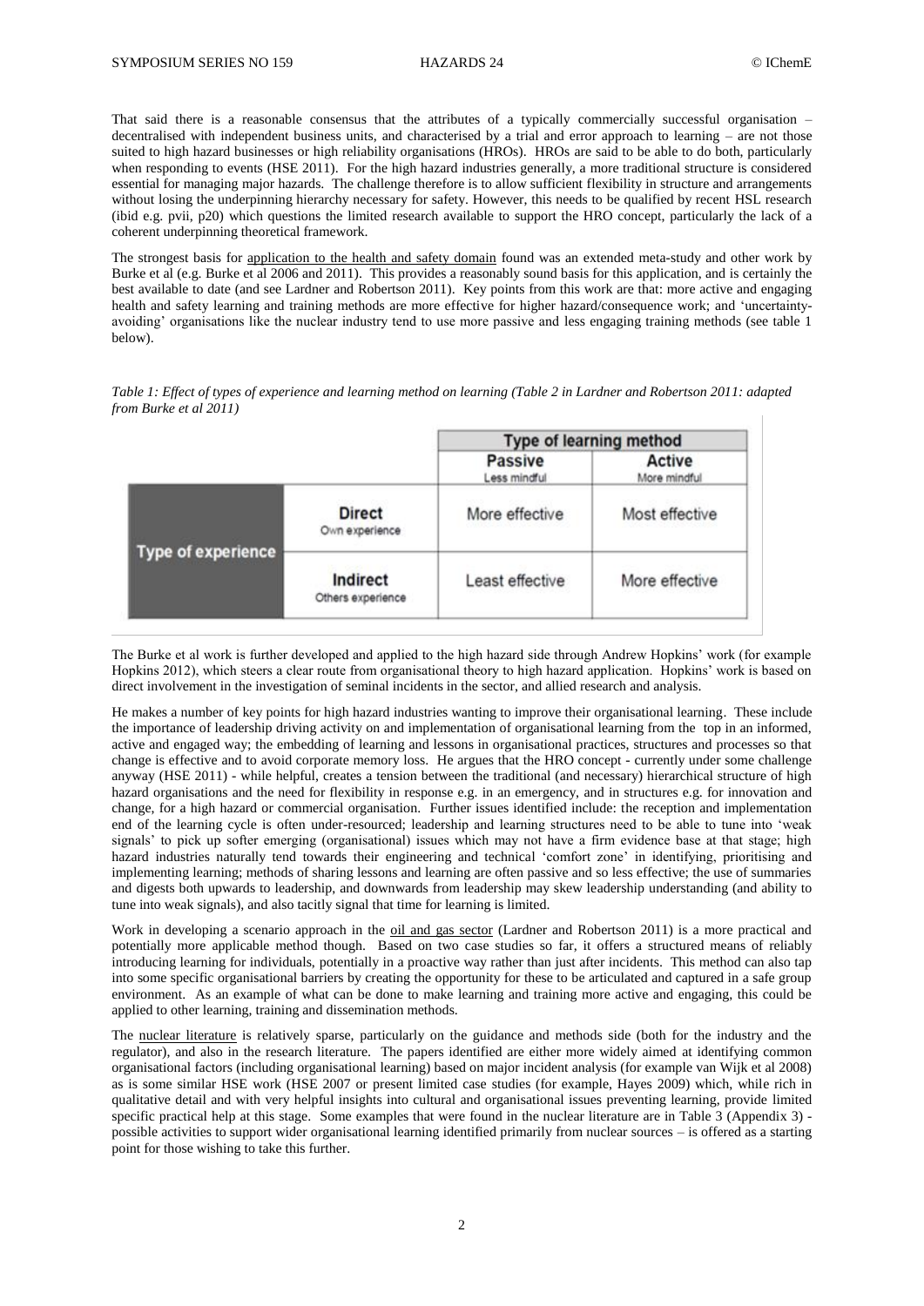That said there is a reasonable consensus that the attributes of a typically commercially successful organisation – decentralised with independent business units, and characterised by a trial and error approach to learning – are not those suited to high hazard businesses or high reliability organisations (HROs). HROs are said to be able to do both, particularly when responding to events (HSE 2011). For the high hazard industries generally, a more traditional structure is considered essential for managing major hazards. The challenge therefore is to allow sufficient flexibility in structure and arrangements without losing the underpinning hierarchy necessary for safety. However, this needs to be qualified by recent HSL research (ibid e.g. pvii, p20) which questions the limited research available to support the HRO concept, particularly the lack of a coherent underpinning theoretical framework.

The strongest basis for application to the health and safety domain found was an extended meta-study and other work by Burke et al (e.g. Burke et al 2006 and 2011). This provides a reasonably sound basis for this application, and is certainly the best available to date (and see Lardner and Robertson 2011). Key points from this work are that: more active and engaging health and safety learning and training methods are more effective for higher hazard/consequence work; and 'uncertainty-avoiding' organisations like the nuclear industry tend to use more passive and less engaging training methods (see table 1 below).

*Table 1: Effect of types of experience and learning method on learning (Table 2 in Lardner and Robertson 2011: adapted from Burke et al 2011)*

| | | Type of learning method | |
|---|---|---|---|
| | | **Passive** Less mindful | **Active** More mindful |
| **Type of experience** | **Direct** Own experience | More effective | Most effective |
| | **Indirect** Others experience | Least effective | More effective |

The Burke et al work is further developed and applied to the high hazard side through Andrew Hopkins' work (for example Hopkins 2012), which steers a clear route from organisational theory to high hazard application. Hopkins' work is based on direct involvement in the investigation of seminal incidents in the sector, and allied research and analysis.

He makes a number of key points for high hazard industries wanting to improve their organisational learning. These include the importance of leadership driving activity on and implementation of organisational learning from the top in an informed, active and engaged way; the embedding of learning and lessons in organisational practices, structures and processes so that change is effective and to avoid corporate memory loss. He argues that the HRO concept - currently under some challenge anyway (HSE 2011) - while helpful, creates a tension between the traditional (and necessary) hierarchical structure of high hazard organisations and the need for flexibility in response e.g. in an emergency, and in structures e.g. for innovation and change, for a high hazard or commercial organisation. Further issues identified include: the reception and implementation end of the learning cycle is often under-resourced; leadership and learning structures need to be able to tune into 'weak signals' to pick up softer emerging (organisational) issues which may not have a firm evidence base at that stage; high hazard industries naturally tend towards their engineering and technical 'comfort zone' in identifying, prioritising and implementing learning; methods of sharing lessons and learning are often passive and so less effective; the use of summaries and digests both upwards to leadership, and downwards from leadership may skew leadership understanding (and ability to tune into weak signals), and also tacitly signal that time for learning is limited.

Work in developing a scenario approach in the oil and gas sector (Lardner and Robertson 2011) is a more practical and potentially more applicable method though. Based on two case studies so far, it offers a structured means of reliably introducing learning for individuals, potentially in a proactive way rather than just after incidents. This method can also tap into some specific organisational barriers by creating the opportunity for these to be articulated and captured in a safe group environment. As an example of what can be done to make learning and training more active and engaging, this could be applied to other learning, training and dissemination methods.

The nuclear literature is relatively sparse, particularly on the guidance and methods side (both for the industry and the regulator), and also in the research literature. The papers identified are either more widely aimed at identifying common organisational factors (including organisational learning) based on major incident analysis (for example van Wijk et al 2008) as is some similar HSE work (HSE 2007 or present limited case studies (for example, Hayes 2009) which, while rich in qualitative detail and with very helpful insights into cultural and organisational issues preventing learning, provide limited specific practical help at this stage. Some examples that were found in the nuclear literature are in Table 3 (Appendix 3) - possible activities to support wider organisational learning identified primarily from nuclear sources – is offered as a starting point for those wishing to take this further.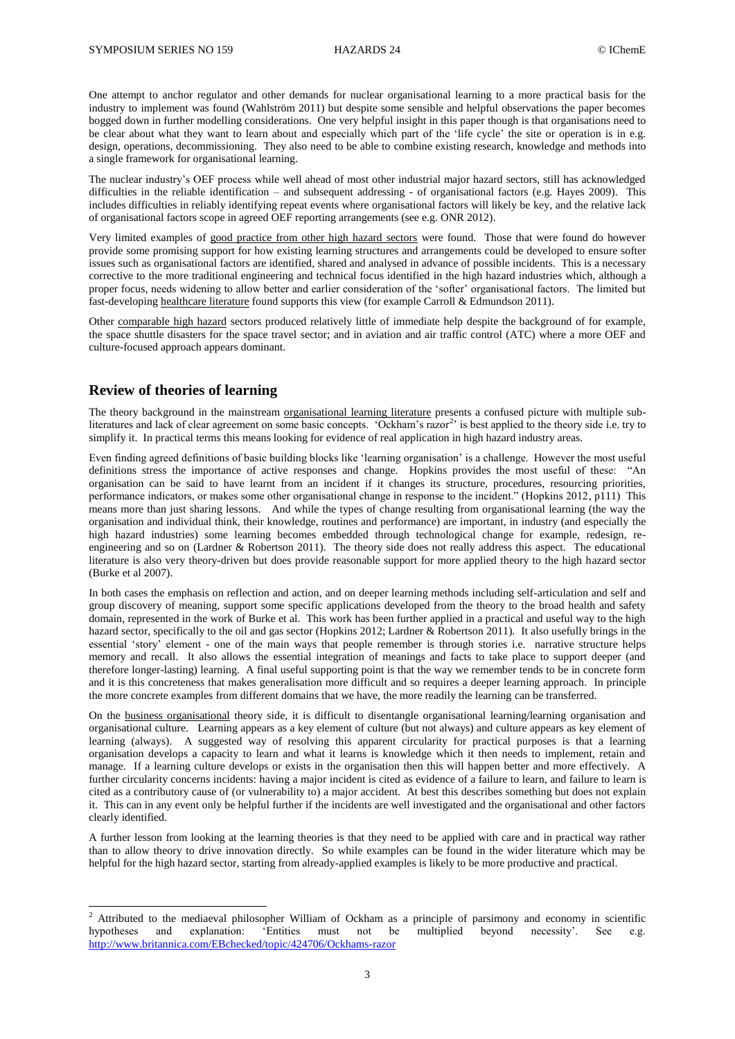One attempt to anchor regulator and other demands for nuclear organisational learning to a more practical basis for the industry to implement was found (Wahlström 2011) but despite some sensible and helpful observations the paper becomes bogged down in further modelling considerations. One very helpful insight in this paper though is that organisations need to be clear about what they want to learn about and especially which part of the 'life cycle' the site or operation is in e.g. design, operations, decommissioning. They also need to be able to combine existing research, knowledge and methods into a single framework for organisational learning.

The nuclear industry's OEF process while well ahead of most other industrial major hazard sectors, still has acknowledged difficulties in the reliable identification – and subsequent addressing - of organisational factors (e.g. Hayes 2009). This includes difficulties in reliably identifying repeat events where organisational factors will likely be key, and the relative lack of organisational factors scope in agreed OEF reporting arrangements (see e.g. ONR 2012).

Very limited examples of good practice from other high hazard sectors were found. Those that were found do however provide some promising support for how existing learning structures and arrangements could be developed to ensure softer issues such as organisational factors are identified, shared and analysed in advance of possible incidents. This is a necessary corrective to the more traditional engineering and technical focus identified in the high hazard industries which, although a proper focus, needs widening to allow better and earlier consideration of the 'softer' organisational factors. The limited but fast-developing healthcare literature found supports this view (for example Carroll & Edmundson 2011).

Other comparable high hazard sectors produced relatively little of immediate help despite the background of for example, the space shuttle disasters for the space travel sector; and in aviation and air traffic control (ATC) where a more OEF and culture-focused approach appears dominant.

## Review of theories of learning

The theory background in the mainstream organisational learning literature presents a confused picture with multiple sub-literatures and lack of clear agreement on some basic concepts. 'Ockham's razor[2]' is best applied to the theory side i.e. try to simplify it. In practical terms this means looking for evidence of real application in high hazard industry areas.

Even finding agreed definitions of basic building blocks like 'learning organisation' is a challenge. However the most useful definitions stress the importance of active responses and change. Hopkins provides the most useful of these: "An organisation can be said to have learnt from an incident if it changes its structure, procedures, resourcing priorities, performance indicators, or makes some other organisational change in response to the incident." (Hopkins 2012, p111) This means more than just sharing lessons. And while the types of change resulting from organisational learning (the way the organisation and individual think, their knowledge, routines and performance) are important, in industry (and especially the high hazard industries) some learning becomes embedded through technological change for example, redesign, re-engineering and so on (Lardner & Robertson 2011). The theory side does not really address this aspect. The educational literature is also very theory-driven but does provide reasonable support for more applied theory to the high hazard sector (Burke et al 2007).

In both cases the emphasis on reflection and action, and on deeper learning methods including self-articulation and self and group discovery of meaning, support some specific applications developed from the theory to the broad health and safety domain, represented in the work of Burke et al. This work has been further applied in a practical and useful way to the high hazard sector, specifically to the oil and gas sector (Hopkins 2012; Lardner & Robertson 2011). It also usefully brings in the essential 'story' element - one of the main ways that people remember is through stories i.e. narrative structure helps memory and recall. It also allows the essential integration of meanings and facts to take place to support deeper (and therefore longer-lasting) learning. A final useful supporting point is that the way we remember tends to be in concrete form and it is this concreteness that makes generalisation more difficult and so requires a deeper learning approach. In principle the more concrete examples from different domains that we have, the more readily the learning can be transferred.

On the business organisational theory side, it is difficult to disentangle organisational learning/learning organisation and organisational culture. Learning appears as a key element of culture (but not always) and culture appears as key element of learning (always). A suggested way of resolving this apparent circularity for practical purposes is that a learning organisation develops a capacity to learn and what it learns is knowledge which it then needs to implement, retain and manage. If a learning culture develops or exists in the organisation then this will happen better and more effectively. A further circularity concerns incidents: having a major incident is cited as evidence of a failure to learn, and failure to learn is cited as a contributory cause of (or vulnerability to) a major accident. At best this describes something but does not explain it. This can in any event only be helpful further if the incidents are well investigated and the organisational and other factors clearly identified.

A further lesson from looking at the learning theories is that they need to be applied with care and in practical way rather than to allow theory to drive innovation directly. So while examples can be found in the wider literature which may be helpful for the high hazard sector, starting from already-applied examples is likely to be more productive and practical.

---

[2] Attributed to the mediaeval philosopher William of Ockham as a principle of parsimony and economy in scientific hypotheses and explanation: 'Entities must not be multiplied beyond necessity'. See e.g. http://www.britannica.com/EBchecked/topic/424706/Ockhams-razor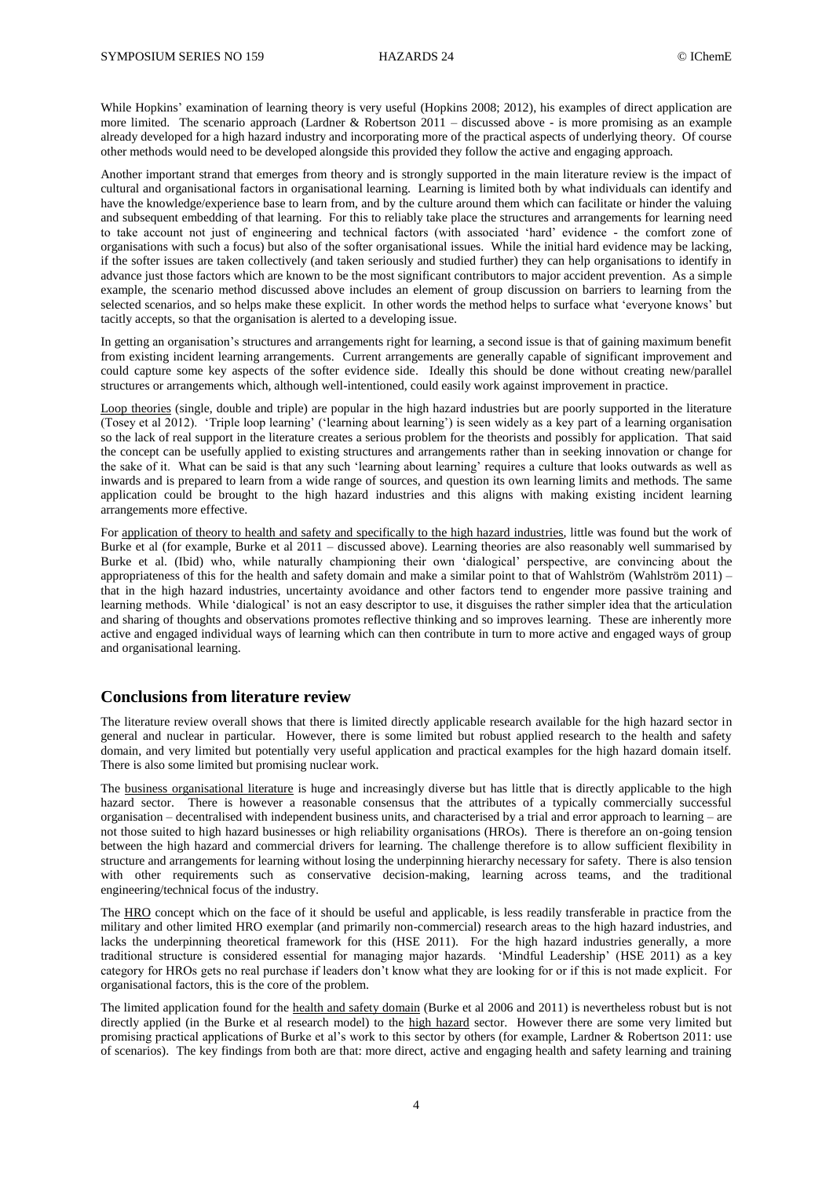While Hopkins' examination of learning theory is very useful (Hopkins 2008; 2012), his examples of direct application are more limited. The scenario approach (Lardner & Robertson 2011 – discussed above - is more promising as an example already developed for a high hazard industry and incorporating more of the practical aspects of underlying theory. Of course other methods would need to be developed alongside this provided they follow the active and engaging approach.

Another important strand that emerges from theory and is strongly supported in the main literature review is the impact of cultural and organisational factors in organisational learning. Learning is limited both by what individuals can identify and have the knowledge/experience base to learn from, and by the culture around them which can facilitate or hinder the valuing and subsequent embedding of that learning. For this to reliably take place the structures and arrangements for learning need to take account not just of engineering and technical factors (with associated 'hard' evidence - the comfort zone of organisations with such a focus) but also of the softer organisational issues. While the initial hard evidence may be lacking, if the softer issues are taken collectively (and taken seriously and studied further) they can help organisations to identify in advance just those factors which are known to be the most significant contributors to major accident prevention. As a simple example, the scenario method discussed above includes an element of group discussion on barriers to learning from the selected scenarios, and so helps make these explicit. In other words the method helps to surface what 'everyone knows' but tacitly accepts, so that the organisation is alerted to a developing issue.

In getting an organisation's structures and arrangements right for learning, a second issue is that of gaining maximum benefit from existing incident learning arrangements. Current arrangements are generally capable of significant improvement and could capture some key aspects of the softer evidence side. Ideally this should be done without creating new/parallel structures or arrangements which, although well-intentioned, could easily work against improvement in practice.

Loop theories (single, double and triple) are popular in the high hazard industries but are poorly supported in the literature (Tosey et al 2012). 'Triple loop learning' ('learning about learning') is seen widely as a key part of a learning organisation so the lack of real support in the literature creates a serious problem for the theorists and possibly for application. That said the concept can be usefully applied to existing structures and arrangements rather than in seeking innovation or change for the sake of it. What can be said is that any such 'learning about learning' requires a culture that looks outwards as well as inwards and is prepared to learn from a wide range of sources, and question its own learning limits and methods. The same application could be brought to the high hazard industries and this aligns with making existing incident learning arrangements more effective.

For application of theory to health and safety and specifically to the high hazard industries, little was found but the work of Burke et al (for example, Burke et al 2011 – discussed above). Learning theories are also reasonably well summarised by Burke et al. (Ibid) who, while naturally championing their own 'dialogical' perspective, are convincing about the appropriateness of this for the health and safety domain and make a similar point to that of Wahlström (Wahlström 2011) – that in the high hazard industries, uncertainty avoidance and other factors tend to engender more passive training and learning methods. While 'dialogical' is not an easy descriptor to use, it disguises the rather simpler idea that the articulation and sharing of thoughts and observations promotes reflective thinking and so improves learning. These are inherently more active and engaged individual ways of learning which can then contribute in turn to more active and engaged ways of group and organisational learning.

## Conclusions from literature review

The literature review overall shows that there is limited directly applicable research available for the high hazard sector in general and nuclear in particular. However, there is some limited but robust applied research to the health and safety domain, and very limited but potentially very useful application and practical examples for the high hazard domain itself. There is also some limited but promising nuclear work.

The business organisational literature is huge and increasingly diverse but has little that is directly applicable to the high hazard sector. There is however a reasonable consensus that the attributes of a typically commercially successful organisation – decentralised with independent business units, and characterised by a trial and error approach to learning – are not those suited to high hazard businesses or high reliability organisations (HROs). There is therefore an on-going tension between the high hazard and commercial drivers for learning. The challenge therefore is to allow sufficient flexibility in structure and arrangements for learning without losing the underpinning hierarchy necessary for safety. There is also tension with other requirements such as conservative decision-making, learning across teams, and the traditional engineering/technical focus of the industry.

The HRO concept which on the face of it should be useful and applicable, is less readily transferable in practice from the military and other limited HRO exemplar (and primarily non-commercial) research areas to the high hazard industries, and lacks the underpinning theoretical framework for this (HSE 2011). For the high hazard industries generally, a more traditional structure is considered essential for managing major hazards. 'Mindful Leadership' (HSE 2011) as a key category for HROs gets no real purchase if leaders don't know what they are looking for or if this is not made explicit. For organisational factors, this is the core of the problem.

The limited application found for the health and safety domain (Burke et al 2006 and 2011) is nevertheless robust but is not directly applied (in the Burke et al research model) to the high hazard sector. However there are some very limited but promising practical applications of Burke et al's work to this sector by others (for example, Lardner & Robertson 2011: use of scenarios). The key findings from both are that: more direct, active and engaging health and safety learning and training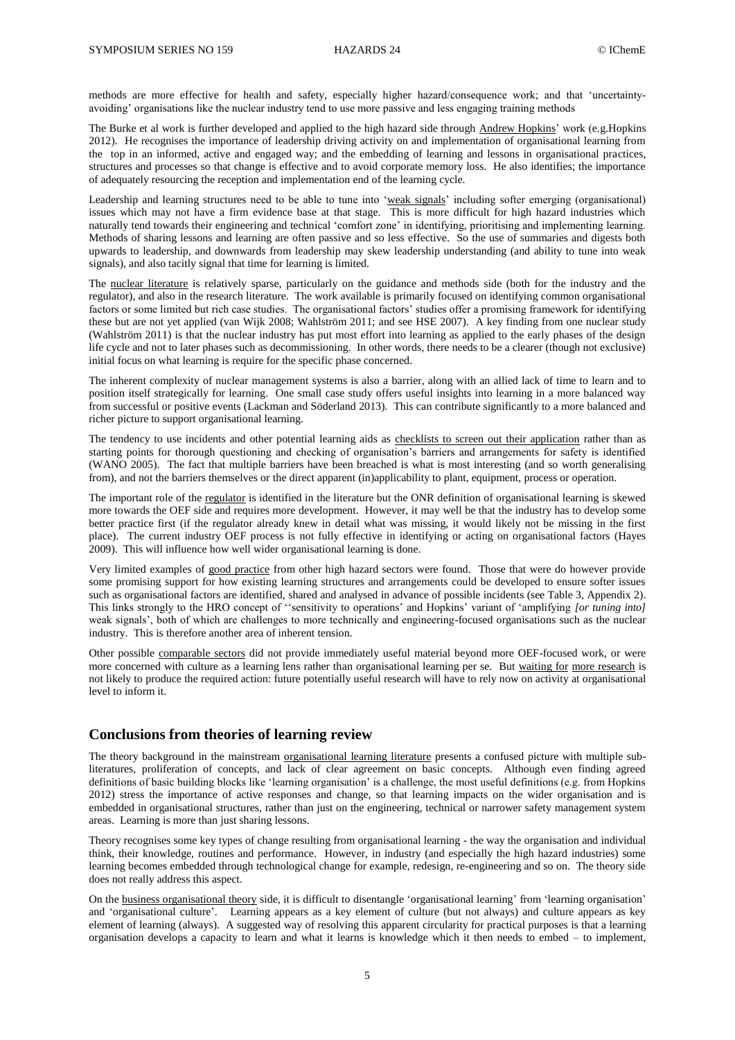methods are more effective for health and safety, especially higher hazard/consequence work; and that 'uncertainty-avoiding' organisations like the nuclear industry tend to use more passive and less engaging training methods

The Burke et al work is further developed and applied to the high hazard side through Andrew Hopkins' work (e.g.Hopkins 2012). He recognises the importance of leadership driving activity on and implementation of organisational learning from the top in an informed, active and engaged way; and the embedding of learning and lessons in organisational practices, structures and processes so that change is effective and to avoid corporate memory loss. He also identifies; the importance of adequately resourcing the reception and implementation end of the learning cycle.

Leadership and learning structures need to be able to tune into 'weak signals' including softer emerging (organisational) issues which may not have a firm evidence base at that stage. This is more difficult for high hazard industries which naturally tend towards their engineering and technical 'comfort zone' in identifying, prioritising and implementing learning. Methods of sharing lessons and learning are often passive and so less effective. So the use of summaries and digests both upwards to leadership, and downwards from leadership may skew leadership understanding (and ability to tune into weak signals), and also tacitly signal that time for learning is limited.

The nuclear literature is relatively sparse, particularly on the guidance and methods side (both for the industry and the regulator), and also in the research literature. The work available is primarily focused on identifying common organisational factors or some limited but rich case studies. The organisational factors' studies offer a promising framework for identifying these but are not yet applied (van Wijk 2008; Wahlström 2011; and see HSE 2007). A key finding from one nuclear study (Wahlström 2011) is that the nuclear industry has put most effort into learning as applied to the early phases of the design life cycle and not to later phases such as decommissioning. In other words, there needs to be a clearer (though not exclusive) initial focus on what learning is require for the specific phase concerned.

The inherent complexity of nuclear management systems is also a barrier, along with an allied lack of time to learn and to position itself strategically for learning. One small case study offers useful insights into learning in a more balanced way from successful or positive events (Lackman and Söderland 2013). This can contribute significantly to a more balanced and richer picture to support organisational learning.

The tendency to use incidents and other potential learning aids as checklists to screen out their application rather than as starting points for thorough questioning and checking of organisation's barriers and arrangements for safety is identified (WANO 2005). The fact that multiple barriers have been breached is what is most interesting (and so worth generalising from), and not the barriers themselves or the direct apparent (in)applicability to plant, equipment, process or operation.

The important role of the regulator is identified in the literature but the ONR definition of organisational learning is skewed more towards the OEF side and requires more development. However, it may well be that the industry has to develop some better practice first (if the regulator already knew in detail what was missing, it would likely not be missing in the first place). The current industry OEF process is not fully effective in identifying or acting on organisational factors (Hayes 2009). This will influence how well wider organisational learning is done.

Very limited examples of good practice from other high hazard sectors were found. Those that were do however provide some promising support for how existing learning structures and arrangements could be developed to ensure softer issues such as organisational factors are identified, shared and analysed in advance of possible incidents (see Table 3, Appendix 2). This links strongly to the HRO concept of ''sensitivity to operations' and Hopkins' variant of 'amplifying *[or tuning into]* weak signals', both of which are challenges to more technically and engineering-focused organisations such as the nuclear industry. This is therefore another area of inherent tension.

Other possible comparable sectors did not provide immediately useful material beyond more OEF-focused work, or were more concerned with culture as a learning lens rather than organisational learning per se. But waiting for more research is not likely to produce the required action: future potentially useful research will have to rely now on activity at organisational level to inform it.

## Conclusions from theories of learning review

The theory background in the mainstream organisational learning literature presents a confused picture with multiple sub-literatures, proliferation of concepts, and lack of clear agreement on basic concepts. Although even finding agreed definitions of basic building blocks like 'learning organisation' is a challenge, the most useful definitions (e.g. from Hopkins 2012) stress the importance of active responses and change, so that learning impacts on the wider organisation and is embedded in organisational structures, rather than just on the engineering, technical or narrower safety management system areas. Learning is more than just sharing lessons.

Theory recognises some key types of change resulting from organisational learning - the way the organisation and individual think, their knowledge, routines and performance. However, in industry (and especially the high hazard industries) some learning becomes embedded through technological change for example, redesign, re-engineering and so on. The theory side does not really address this aspect.

On the business organisational theory side, it is difficult to disentangle 'organisational learning' from 'learning organisation' and 'organisational culture'. Learning appears as a key element of culture (but not always) and culture appears as key element of learning (always). A suggested way of resolving this apparent circularity for practical purposes is that a learning organisation develops a capacity to learn and what it learns is knowledge which it then needs to embed – to implement,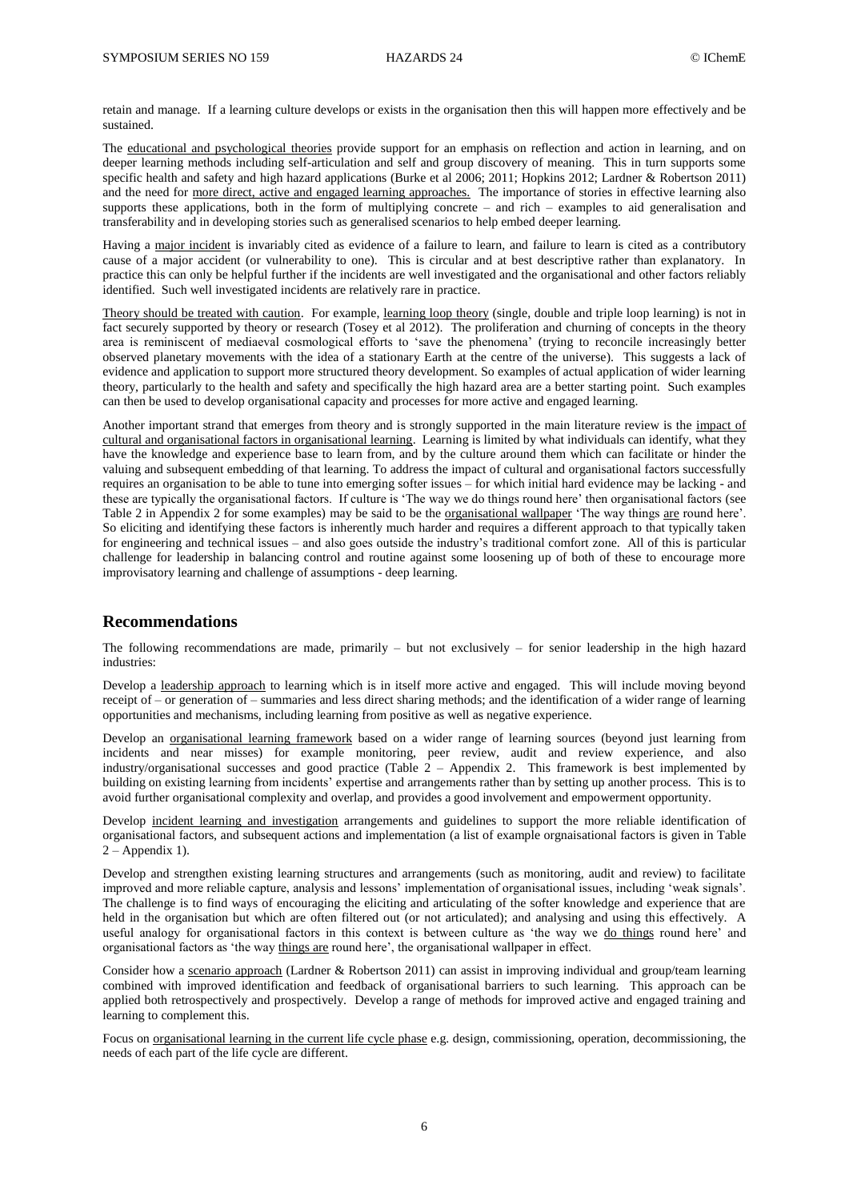retain and manage. If a learning culture develops or exists in the organisation then this will happen more effectively and be sustained.

The educational and psychological theories provide support for an emphasis on reflection and action in learning, and on deeper learning methods including self-articulation and self and group discovery of meaning. This in turn supports some specific health and safety and high hazard applications (Burke et al 2006; 2011; Hopkins 2012; Lardner & Robertson 2011) and the need for more direct, active and engaged learning approaches. The importance of stories in effective learning also supports these applications, both in the form of multiplying concrete – and rich – examples to aid generalisation and transferability and in developing stories such as generalised scenarios to help embed deeper learning.

Having a major incident is invariably cited as evidence of a failure to learn, and failure to learn is cited as a contributory cause of a major accident (or vulnerability to one). This is circular and at best descriptive rather than explanatory. In practice this can only be helpful further if the incidents are well investigated and the organisational and other factors reliably identified. Such well investigated incidents are relatively rare in practice.

Theory should be treated with caution. For example, learning loop theory (single, double and triple loop learning) is not in fact securely supported by theory or research (Tosey et al 2012). The proliferation and churning of concepts in the theory area is reminiscent of mediaeval cosmological efforts to 'save the phenomena' (trying to reconcile increasingly better observed planetary movements with the idea of a stationary Earth at the centre of the universe). This suggests a lack of evidence and application to support more structured theory development. So examples of actual application of wider learning theory, particularly to the health and safety and specifically the high hazard area are a better starting point. Such examples can then be used to develop organisational capacity and processes for more active and engaged learning.

Another important strand that emerges from theory and is strongly supported in the main literature review is the impact of cultural and organisational factors in organisational learning. Learning is limited by what individuals can identify, what they have the knowledge and experience base to learn from, and by the culture around them which can facilitate or hinder the valuing and subsequent embedding of that learning. To address the impact of cultural and organisational factors successfully requires an organisation to be able to tune into emerging softer issues – for which initial hard evidence may be lacking - and these are typically the organisational factors. If culture is 'The way we do things round here' then organisational factors (see Table 2 in Appendix 2 for some examples) may be said to be the organisational wallpaper 'The way things are round here'. So eliciting and identifying these factors is inherently much harder and requires a different approach to that typically taken for engineering and technical issues – and also goes outside the industry's traditional comfort zone. All of this is particular challenge for leadership in balancing control and routine against some loosening up of both of these to encourage more improvisatory learning and challenge of assumptions - deep learning.

## Recommendations

The following recommendations are made, primarily – but not exclusively – for senior leadership in the high hazard industries:

Develop a leadership approach to learning which is in itself more active and engaged. This will include moving beyond receipt of – or generation of – summaries and less direct sharing methods; and the identification of a wider range of learning opportunities and mechanisms, including learning from positive as well as negative experience.

Develop an organisational learning framework based on a wider range of learning sources (beyond just learning from incidents and near misses) for example monitoring, peer review, audit and review experience, and also industry/organisational successes and good practice (Table 2 – Appendix 2. This framework is best implemented by building on existing learning from incidents' expertise and arrangements rather than by setting up another process. This is to avoid further organisational complexity and overlap, and provides a good involvement and empowerment opportunity.

Develop incident learning and investigation arrangements and guidelines to support the more reliable identification of organisational factors, and subsequent actions and implementation (a list of example orgnaisational factors is given in Table 2 – Appendix 1).

Develop and strengthen existing learning structures and arrangements (such as monitoring, audit and review) to facilitate improved and more reliable capture, analysis and lessons' implementation of organisational issues, including 'weak signals'. The challenge is to find ways of encouraging the eliciting and articulating of the softer knowledge and experience that are held in the organisation but which are often filtered out (or not articulated); and analysing and using this effectively. A useful analogy for organisational factors in this context is between culture as 'the way we do things round here' and organisational factors as 'the way things are round here', the organisational wallpaper in effect.

Consider how a scenario approach (Lardner & Robertson 2011) can assist in improving individual and group/team learning combined with improved identification and feedback of organisational barriers to such learning. This approach can be applied both retrospectively and prospectively. Develop a range of methods for improved active and engaged training and learning to complement this.

Focus on organisational learning in the current life cycle phase e.g. design, commissioning, operation, decommissioning, the needs of each part of the life cycle are different.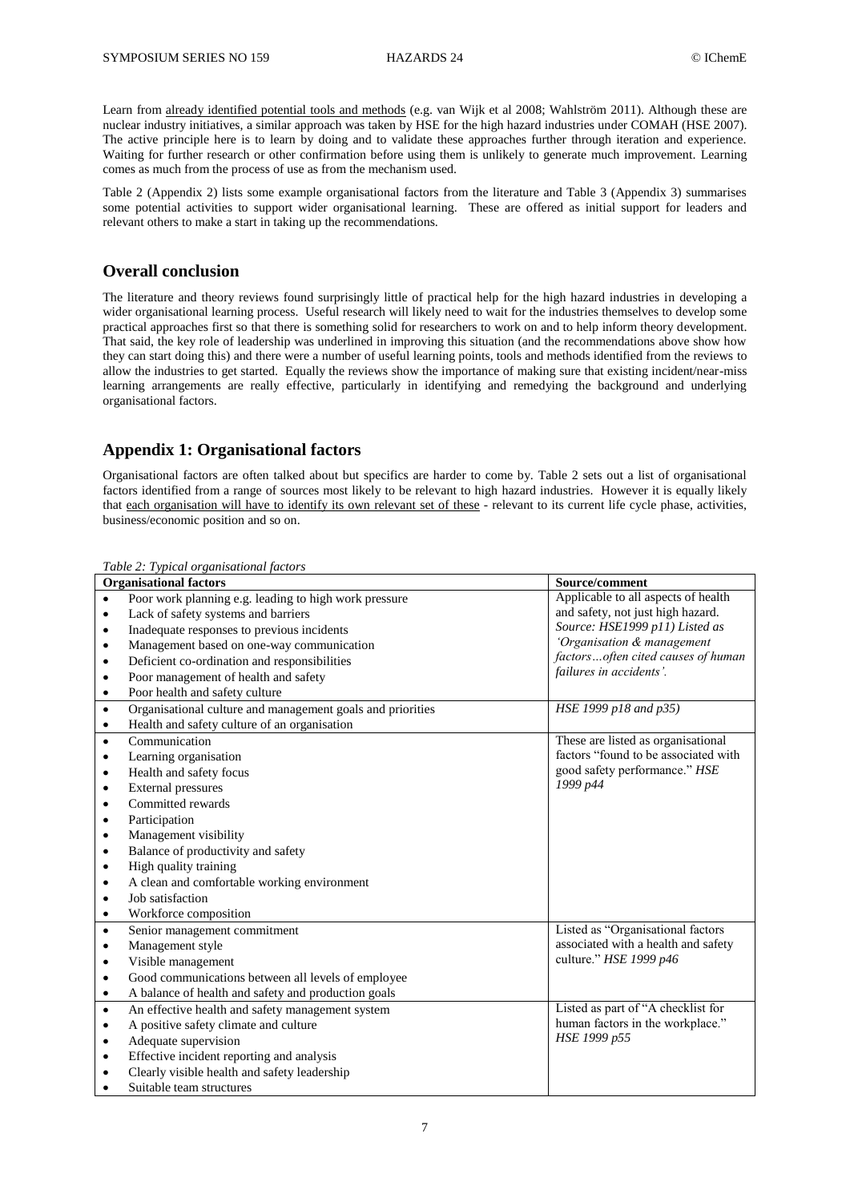Learn from already identified potential tools and methods (e.g. van Wijk et al 2008; Wahlström 2011). Although these are nuclear industry initiatives, a similar approach was taken by HSE for the high hazard industries under COMAH (HSE 2007). The active principle here is to learn by doing and to validate these approaches further through iteration and experience. Waiting for further research or other confirmation before using them is unlikely to generate much improvement. Learning comes as much from the process of use as from the mechanism used.

Table 2 (Appendix 2) lists some example organisational factors from the literature and Table 3 (Appendix 3) summarises some potential activities to support wider organisational learning. These are offered as initial support for leaders and relevant others to make a start in taking up the recommendations.

## Overall conclusion

The literature and theory reviews found surprisingly little of practical help for the high hazard industries in developing a wider organisational learning process. Useful research will likely need to wait for the industries themselves to develop some practical approaches first so that there is something solid for researchers to work on and to help inform theory development. That said, the key role of leadership was underlined in improving this situation (and the recommendations above show how they can start doing this) and there were a number of useful learning points, tools and methods identified from the reviews to allow the industries to get started. Equally the reviews show the importance of making sure that existing incident/near-miss learning arrangements are really effective, particularly in identifying and remedying the background and underlying organisational factors.

## Appendix 1: Organisational factors

Organisational factors are often talked about but specifics are harder to come by. Table 2 sets out a list of organisational factors identified from a range of sources most likely to be relevant to high hazard industries. However it is equally likely that each organisation will have to identify its own relevant set of these - relevant to its current life cycle phase, activities, business/economic position and so on.

*Table 2: Typical organisational factors*

| Organisational factors | Source/comment |
|---|---|
| • Poor work planning e.g. leading to high work pressure<br>• Lack of safety systems and barriers<br>• Inadequate responses to previous incidents<br>• Management based on one-way communication<br>• Deficient co-ordination and responsibilities<br>• Poor management of health and safety<br>• Poor health and safety culture | Applicable to all aspects of health and safety, not just high hazard. *Source: HSE1999 p11) Listed as 'Organisation & management factors…often cited causes of human failures in accidents'.* |
| • Organisational culture and management goals and priorities<br>• Health and safety culture of an organisation | *HSE 1999 p18 and p35)* |
| • Communication<br>• Learning organisation<br>• Health and safety focus<br>• External pressures<br>• Committed rewards<br>• Participation<br>• Management visibility<br>• Balance of productivity and safety<br>• High quality training<br>• A clean and comfortable working environment<br>• Job satisfaction<br>• Workforce composition | These are listed as organisational factors "found to be associated with good safety performance." *HSE 1999 p44* |
| • Senior management commitment<br>• Management style<br>• Visible management<br>• Good communications between all levels of employee<br>• A balance of health and safety and production goals | Listed as "Organisational factors associated with a health and safety culture." *HSE 1999 p46* |
| • An effective health and safety management system<br>• A positive safety climate and culture<br>• Adequate supervision<br>• Effective incident reporting and analysis<br>• Clearly visible health and safety leadership<br>• Suitable team structures | Listed as part of "A checklist for human factors in the workplace." *HSE 1999 p55* |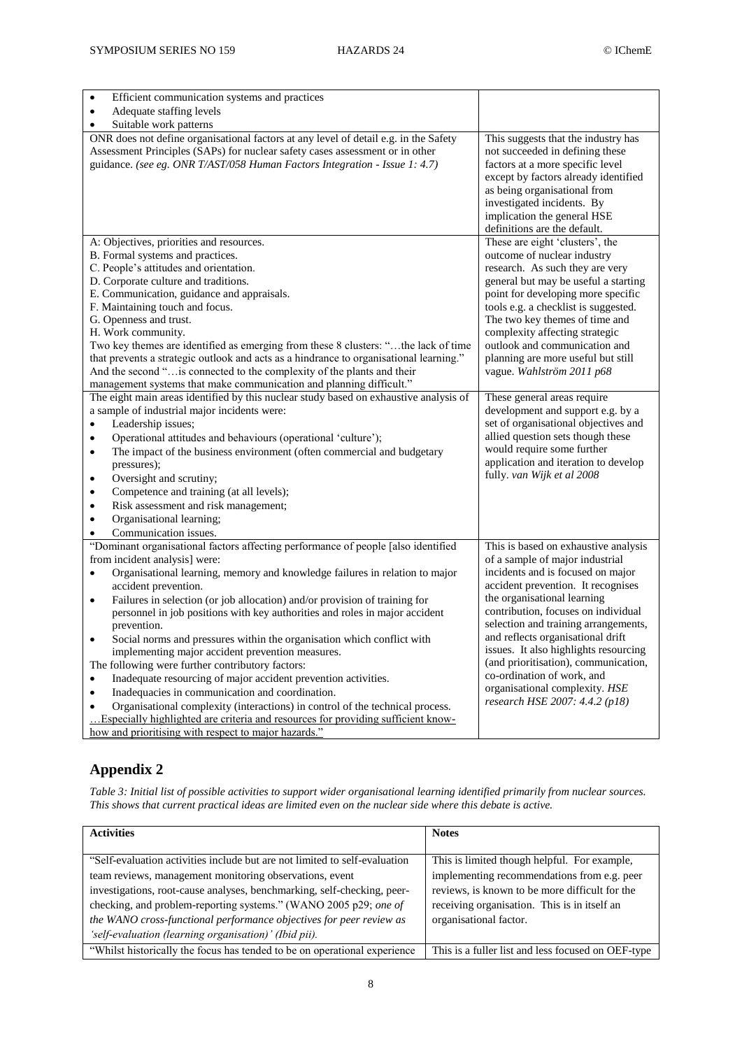| | |
|---|---|
| • Efficient communication systems and practices<br>• Adequate staffing levels<br>• Suitable work patterns | |
| ONR does not define organisational factors at any level of detail e.g. in the Safety Assessment Principles (SAPs) for nuclear safety cases assessment or in other guidance. *(see eg. ONR T/AST/058 Human Factors Integration - Issue 1: 4.7)* | This suggests that the industry has not succeeded in defining these factors at a more specific level except by factors already identified as being organisational from investigated incidents. By implication the general HSE definitions are the default. |
| A: Objectives, priorities and resources.<br>B. Formal systems and practices.<br>C. People's attitudes and orientation.<br>D. Corporate culture and traditions.<br>E. Communication, guidance and appraisals.<br>F. Maintaining touch and focus.<br>G. Openness and trust.<br>H. Work community.<br>Two key themes are identified as emerging from these 8 clusters: "…the lack of time that prevents a strategic outlook and acts as a hindrance to organisational learning." And the second "…is connected to the complexity of the plants and their management systems that make communication and planning difficult." | These are eight 'clusters', the outcome of nuclear industry research. As such they are very general but may be useful a starting point for developing more specific tools e.g. a checklist is suggested. The two key themes of time and complexity affecting strategic outlook and communication and planning are more useful but still vague. *Wahlström 2011 p68* |
| The eight main areas identified by this nuclear study based on exhaustive analysis of a sample of industrial major incidents were:<br>• Leadership issues;<br>• Operational attitudes and behaviours (operational 'culture');<br>• The impact of the business environment (often commercial and budgetary pressures);<br>• Oversight and scrutiny;<br>• Competence and training (at all levels);<br>• Risk assessment and risk management;<br>• Organisational learning;<br>• Communication issues. | These general areas require development and support e.g. by a set of organisational objectives and allied question sets though these would require some further application and iteration to develop fully. *van Wijk et al 2008* |
| "Dominant organisational factors affecting performance of people [also identified from incident analysis] were:<br>• Organisational learning, memory and knowledge failures in relation to major accident prevention.<br>• Failures in selection (or job allocation) and/or provision of training for personnel in job positions with key authorities and roles in major accident prevention.<br>• Social norms and pressures within the organisation which conflict with implementing major accident prevention measures.<br>The following were further contributory factors:<br>• Inadequate resourcing of major accident prevention activities.<br>• Inadequacies in communication and coordination.<br>• Organisational complexity (interactions) in control of the technical process.<br><u>…Especially highlighted are criteria and resources for providing sufficient know-how and prioritising with respect to major hazards."</u> | This is based on exhaustive analysis of a sample of major industrial incidents and is focused on major accident prevention. It recognises the organisational learning contribution, focuses on individual selection and training arrangements, and reflects organisational drift issues. It also highlights resourcing (and prioritisation), communication, co-ordination of work, and organisational complexity. *HSE research HSE 2007: 4.4.2 (p18)* |

## Appendix 2

*Table 3: Initial list of possible activities to support wider organisational learning identified primarily from nuclear sources. This shows that current practical ideas are limited even on the nuclear side where this debate is active.*

| Activities | Notes |
|---|---|
| "Self-evaluation activities include but are not limited to self-evaluation team reviews, management monitoring observations, event investigations, root-cause analyses, benchmarking, self-checking, peer-checking, and problem-reporting systems." (WANO 2005 p29; *one of the WANO cross-functional performance objectives for peer review as 'self-evaluation (learning organisation)' (Ibid pii).* | This is limited though helpful. For example, implementing recommendations from e.g. peer reviews, is known to be more difficult for the receiving organisation. This is in itself an organisational factor. |
| "Whilst historically the focus has tended to be on operational experience | This is a fuller list and less focused on OEF-type |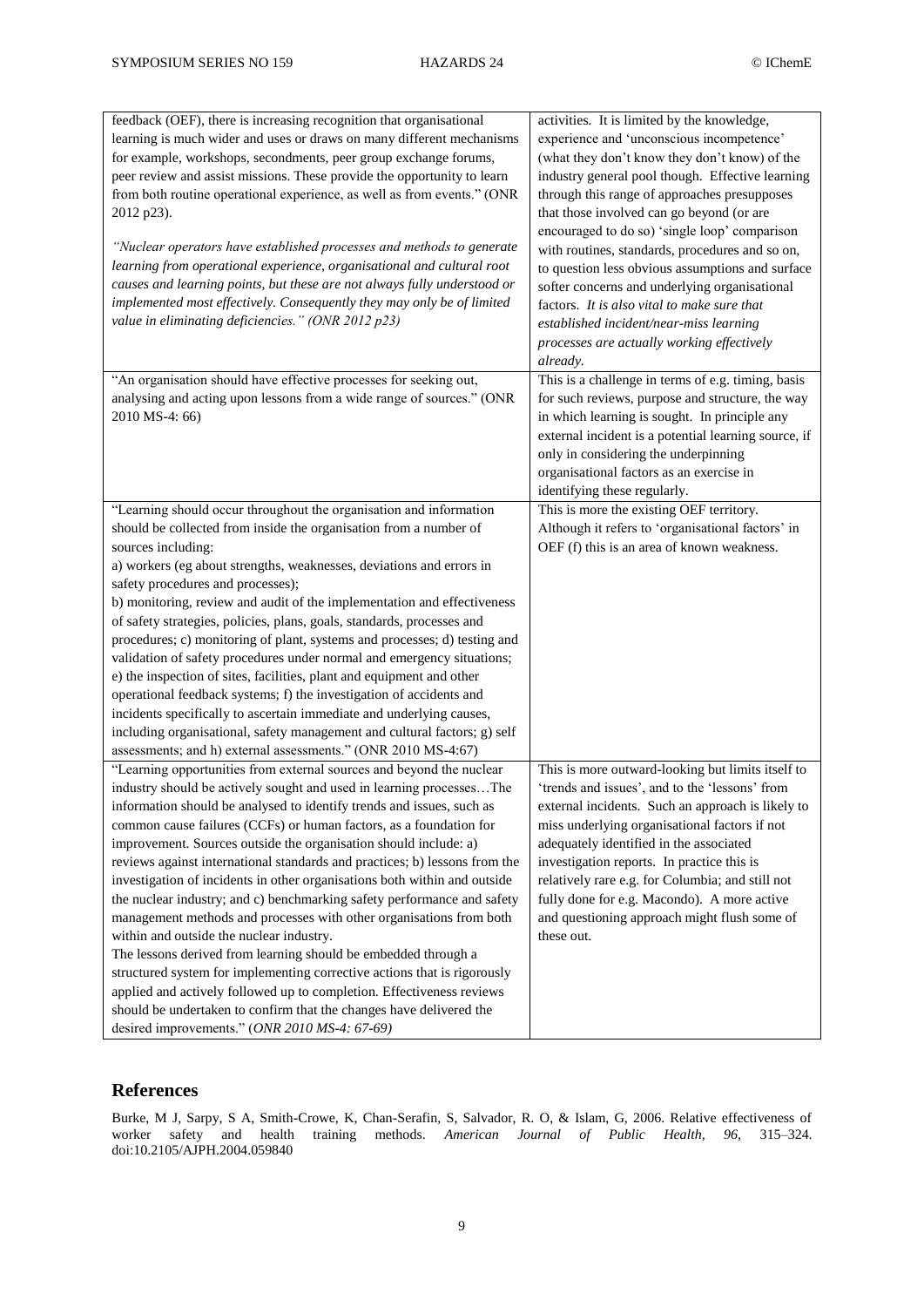| | |
|---|---|
| feedback (OEF), there is increasing recognition that organisational learning is much wider and uses or draws on many different mechanisms for example, workshops, secondments, peer group exchange forums, peer review and assist missions. These provide the opportunity to learn from both routine operational experience, as well as from events." (ONR 2012 p23).<br><br>*"Nuclear operators have established processes and methods to generate learning from operational experience, organisational and cultural root causes and learning points, but these are not always fully understood or implemented most effectively. Consequently they may only be of limited value in eliminating deficiencies." (ONR 2012 p23)* | activities. It is limited by the knowledge, experience and 'unconscious incompetence' (what they don't know they don't know) of the industry general pool though. Effective learning through this range of approaches presupposes that those involved can go beyond (or are encouraged to do so) 'single loop' comparison with routines, standards, procedures and so on, to question less obvious assumptions and surface softer concerns and underlying organisational factors. *It is also vital to make sure that established incident/near-miss learning processes are actually working effectively already.* |
| "An organisation should have effective processes for seeking out, analysing and acting upon lessons from a wide range of sources." (ONR 2010 MS-4: 66) | This is a challenge in terms of e.g. timing, basis for such reviews, purpose and structure, the way in which learning is sought. In principle any external incident is a potential learning source, if only in considering the underpinning organisational factors as an exercise in identifying these regularly. |
| "Learning should occur throughout the organisation and information should be collected from inside the organisation from a number of sources including:<br>a) workers (eg about strengths, weaknesses, deviations and errors in safety procedures and processes);<br>b) monitoring, review and audit of the implementation and effectiveness of safety strategies, policies, plans, goals, standards, processes and procedures; c) monitoring of plant, systems and processes; d) testing and validation of safety procedures under normal and emergency situations; e) the inspection of sites, facilities, plant and equipment and other operational feedback systems; f) the investigation of accidents and incidents specifically to ascertain immediate and underlying causes, including organisational, safety management and cultural factors; g) self assessments; and h) external assessments." (ONR 2010 MS-4:67) | This is more the existing OEF territory. Although it refers to 'organisational factors' in OEF (f) this is an area of known weakness. |
| "Learning opportunities from external sources and beyond the nuclear industry should be actively sought and used in learning processes…The information should be analysed to identify trends and issues, such as common cause failures (CCFs) or human factors, as a foundation for improvement. Sources outside the organisation should include: a) reviews against international standards and practices; b) lessons from the investigation of incidents in other organisations both within and outside the nuclear industry; and c) benchmarking safety performance and safety management methods and processes with other organisations from both within and outside the nuclear industry.<br>The lessons derived from learning should be embedded through a structured system for implementing corrective actions that is rigorously applied and actively followed up to completion. Effectiveness reviews should be undertaken to confirm that the changes have delivered the desired improvements." (*ONR 2010 MS-4: 67-69)* | This is more outward-looking but limits itself to 'trends and issues', and to the 'lessons' from external incidents. Such an approach is likely to miss underlying organisational factors if not adequately identified in the associated investigation reports. In practice this is relatively rare e.g. for Columbia; and still not fully done for e.g. Macondo). A more active and questioning approach might flush some of these out. |

## References

Burke, M J, Sarpy, S A, Smith-Crowe, K, Chan-Serafin, S, Salvador, R. O, & Islam, G, 2006. Relative effectiveness of worker safety and health training methods. *American Journal of Public Health, 96*, 315–324. doi:10.2105/AJPH.2004.059840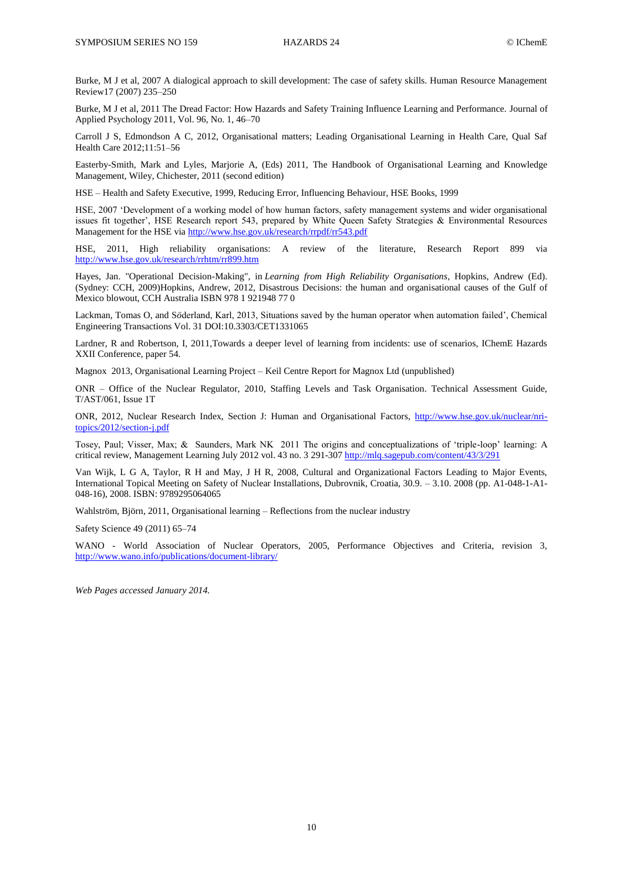Burke, M J et al, 2007 A dialogical approach to skill development: The case of safety skills. Human Resource Management Review17 (2007) 235–250

Burke, M J et al, 2011 The Dread Factor: How Hazards and Safety Training Influence Learning and Performance. Journal of Applied Psychology 2011, Vol. 96, No. 1, 46–70

Carroll J S, Edmondson A C, 2012, Organisational matters; Leading Organisational Learning in Health Care, Qual Saf Health Care 2012;11:51–56

Easterby-Smith, Mark and Lyles, Marjorie A, (Eds) 2011, The Handbook of Organisational Learning and Knowledge Management, Wiley, Chichester, 2011 (second edition)

HSE – Health and Safety Executive, 1999, Reducing Error, Influencing Behaviour, HSE Books, 1999

HSE, 2007 'Development of a working model of how human factors, safety management systems and wider organisational issues fit together', HSE Research report 543, prepared by White Queen Safety Strategies & Environmental Resources Management for the HSE via http://www.hse.gov.uk/research/rrpdf/rr543.pdf

HSE, 2011, High reliability organisations: A review of the literature, Research Report 899 via http://www.hse.gov.uk/research/rrhtm/rr899.htm

Hayes, Jan. "Operational Decision-Making", in *Learning from High Reliability Organisations*, Hopkins, Andrew (Ed). (Sydney: CCH, 2009)Hopkins, Andrew, 2012, Disastrous Decisions: the human and organisational causes of the Gulf of Mexico blowout, CCH Australia ISBN 978 1 921948 77 0

Lackman, Tomas O, and Söderland, Karl, 2013, Situations saved by the human operator when automation failed', Chemical Engineering Transactions Vol. 31 DOI:10.3303/CET1331065

Lardner, R and Robertson, I, 2011,Towards a deeper level of learning from incidents: use of scenarios, IChemE Hazards XXII Conference, paper 54.

Magnox 2013, Organisational Learning Project – Keil Centre Report for Magnox Ltd (unpublished)

ONR – Office of the Nuclear Regulator, 2010, Staffing Levels and Task Organisation. Technical Assessment Guide, T/AST/061, Issue 1T

ONR, 2012, Nuclear Research Index, Section J: Human and Organisational Factors, http://www.hse.gov.uk/nuclear/nri-topics/2012/section-j.pdf

Tosey, Paul; Visser, Max; & Saunders, Mark NK 2011 The origins and conceptualizations of 'triple-loop' learning: A critical review, Management Learning July 2012 vol. 43 no. 3 291-307 http://mlq.sagepub.com/content/43/3/291

Van Wijk, L G A, Taylor, R H and May, J H R, 2008, Cultural and Organizational Factors Leading to Major Events, International Topical Meeting on Safety of Nuclear Installations, Dubrovnik, Croatia, 30.9. – 3.10. 2008 (pp. A1-048-1-A1-048-16), 2008. ISBN: 9789295064065

Wahlström, Björn, 2011, Organisational learning – Reflections from the nuclear industry

Safety Science 49 (2011) 65–74

WANO - World Association of Nuclear Operators, 2005, Performance Objectives and Criteria, revision 3, http://www.wano.info/publications/document-library/

*Web Pages accessed January 2014.*